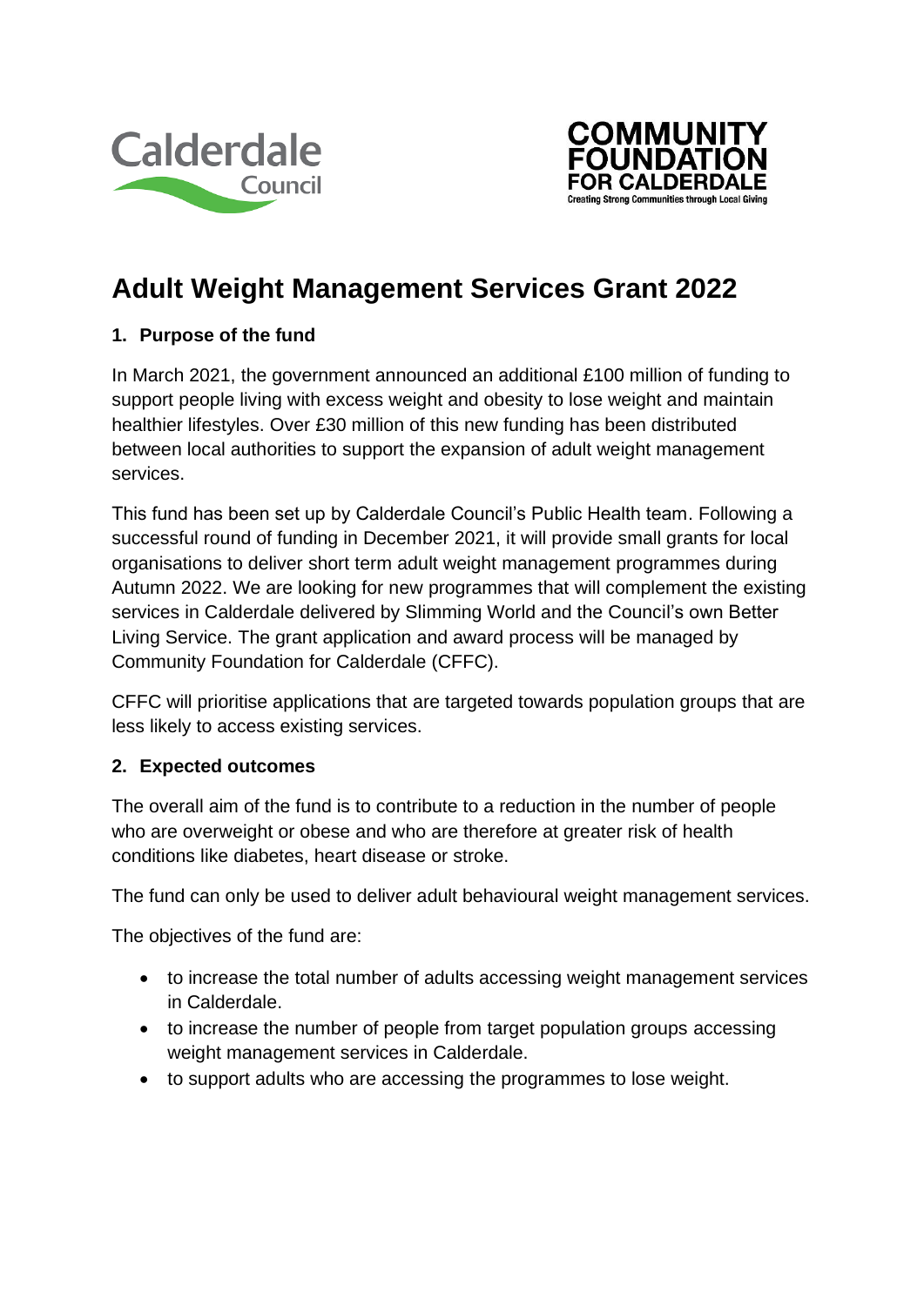Calderdale Council

COMMUNITY FOUNDATION FOR CALDERDALE
Creating Strong Communities through Local Giving

# Adult Weight Management Services Grant 2022

## 1. Purpose of the fund

In March 2021, the government announced an additional £100 million of funding to support people living with excess weight and obesity to lose weight and maintain healthier lifestyles. Over £30 million of this new funding has been distributed between local authorities to support the expansion of adult weight management services.

This fund has been set up by Calderdale Council's Public Health team. Following a successful round of funding in December 2021, it will provide small grants for local organisations to deliver short term adult weight management programmes during Autumn 2022. We are looking for new programmes that will complement the existing services in Calderdale delivered by Slimming World and the Council's own Better Living Service. The grant application and award process will be managed by Community Foundation for Calderdale (CFFC).

CFFC will prioritise applications that are targeted towards population groups that are less likely to access existing services.

## 2. Expected outcomes

The overall aim of the fund is to contribute to a reduction in the number of people who are overweight or obese and who are therefore at greater risk of health conditions like diabetes, heart disease or stroke.

The fund can only be used to deliver adult behavioural weight management services.

The objectives of the fund are:

- to increase the total number of adults accessing weight management services in Calderdale.
- to increase the number of people from target population groups accessing weight management services in Calderdale.
- to support adults who are accessing the programmes to lose weight.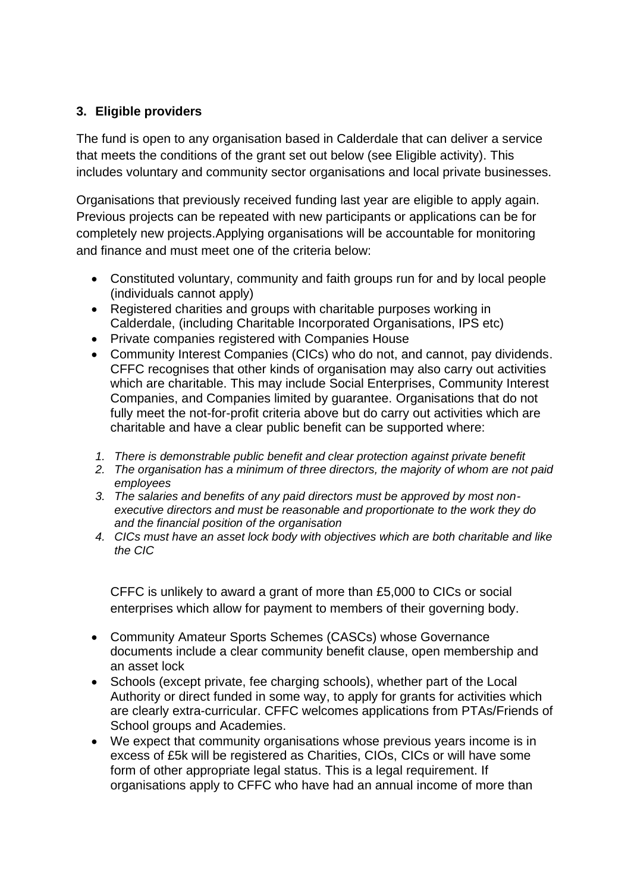### 3. Eligible providers

The fund is open to any organisation based in Calderdale that can deliver a service that meets the conditions of the grant set out below (see Eligible activity). This includes voluntary and community sector organisations and local private businesses.

Organisations that previously received funding last year are eligible to apply again. Previous projects can be repeated with new participants or applications can be for completely new projects.Applying organisations will be accountable for monitoring and finance and must meet one of the criteria below:

- Constituted voluntary, community and faith groups run for and by local people (individuals cannot apply)
- Registered charities and groups with charitable purposes working in Calderdale, (including Charitable Incorporated Organisations, IPS etc)
- Private companies registered with Companies House
- Community Interest Companies (CICs) who do not, and cannot, pay dividends. CFFC recognises that other kinds of organisation may also carry out activities which are charitable. This may include Social Enterprises, Community Interest Companies, and Companies limited by guarantee. Organisations that do not fully meet the not-for-profit criteria above but do carry out activities which are charitable and have a clear public benefit can be supported where:

  1. *There is demonstrable public benefit and clear protection against private benefit*
  2. *The organisation has a minimum of three directors, the majority of whom are not paid employees*
  3. *The salaries and benefits of any paid directors must be approved by most non-executive directors and must be reasonable and proportionate to the work they do and the financial position of the organisation*
  4. *CICs must have an asset lock body with objectives which are both charitable and like the CIC*

  CFFC is unlikely to award a grant of more than £5,000 to CICs or social enterprises which allow for payment to members of their governing body.

- Community Amateur Sports Schemes (CASCs) whose Governance documents include a clear community benefit clause, open membership and an asset lock
- Schools (except private, fee charging schools), whether part of the Local Authority or direct funded in some way, to apply for grants for activities which are clearly extra-curricular. CFFC welcomes applications from PTAs/Friends of School groups and Academies.
- We expect that community organisations whose previous years income is in excess of £5k will be registered as Charities, CIOs, CICs or will have some form of other appropriate legal status. This is a legal requirement. If organisations apply to CFFC who have had an annual income of more than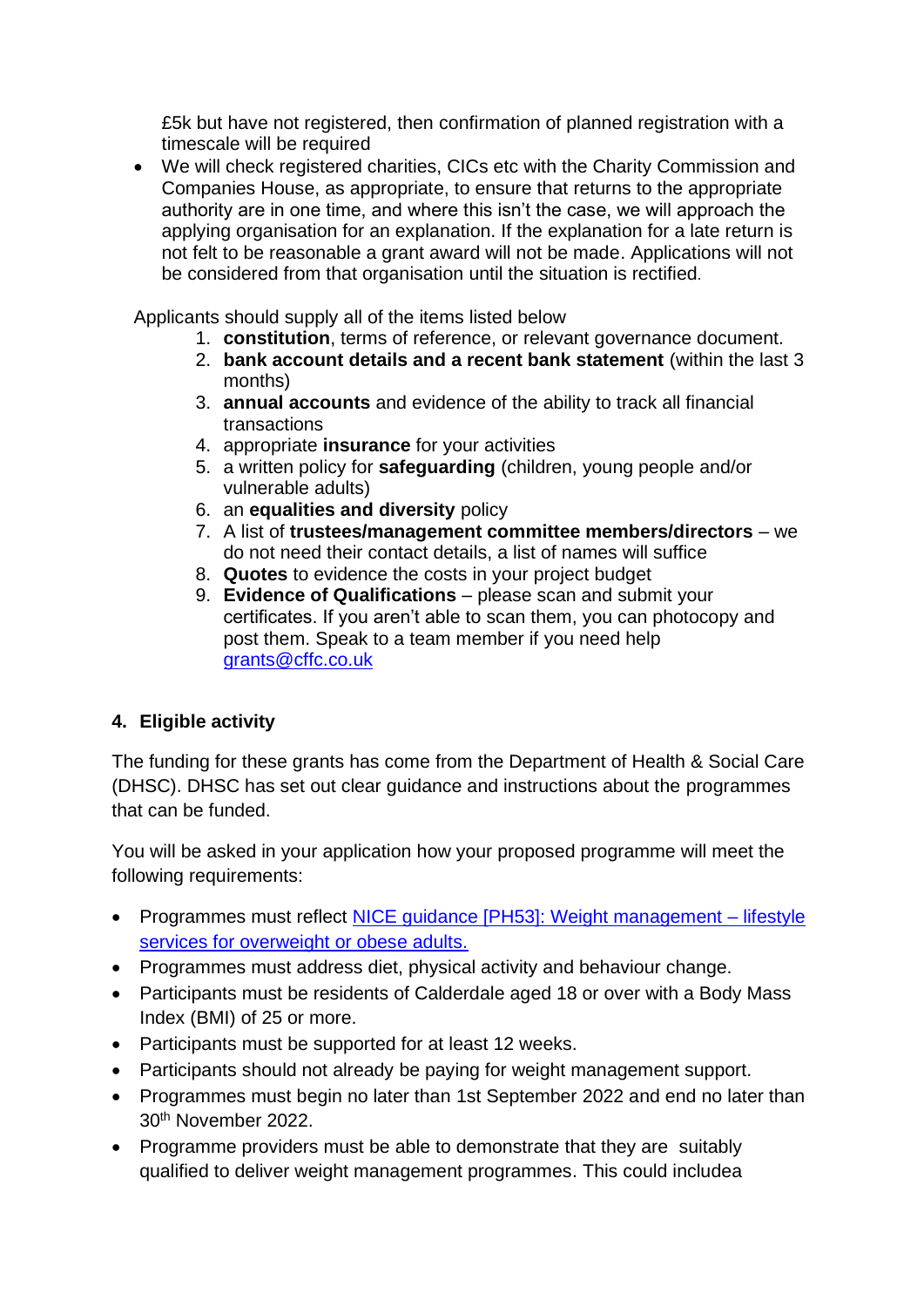£5k but have not registered, then confirmation of planned registration with a timescale will be required

- We will check registered charities, CICs etc with the Charity Commission and Companies House, as appropriate, to ensure that returns to the appropriate authority are in one time, and where this isn't the case, we will approach the applying organisation for an explanation. If the explanation for a late return is not felt to be reasonable a grant award will not be made. Applications will not be considered from that organisation until the situation is rectified.

Applicants should supply all of the items listed below

1. **constitution**, terms of reference, or relevant governance document.
2. **bank account details and a recent bank statement** (within the last 3 months)
3. **annual accounts** and evidence of the ability to track all financial transactions
4. appropriate **insurance** for your activities
5. a written policy for **safeguarding** (children, young people and/or vulnerable adults)
6. an **equalities and diversity** policy
7. A list of **trustees/management committee members/directors** – we do not need their contact details, a list of names will suffice
8. **Quotes** to evidence the costs in your project budget
9. **Evidence of Qualifications** – please scan and submit your certificates. If you aren't able to scan them, you can photocopy and post them. Speak to a team member if you need help grants@cffc.co.uk

## 4. Eligible activity

The funding for these grants has come from the Department of Health & Social Care (DHSC). DHSC has set out clear guidance and instructions about the programmes that can be funded.

You will be asked in your application how your proposed programme will meet the following requirements:

- Programmes must reflect NICE guidance [PH53]: Weight management – lifestyle services for overweight or obese adults.
- Programmes must address diet, physical activity and behaviour change.
- Participants must be residents of Calderdale aged 18 or over with a Body Mass Index (BMI) of 25 or more.
- Participants must be supported for at least 12 weeks.
- Participants should not already be paying for weight management support.
- Programmes must begin no later than 1st September 2022 and end no later than 30th November 2022.
- Programme providers must be able to demonstrate that they are suitably qualified to deliver weight management programmes. This could includea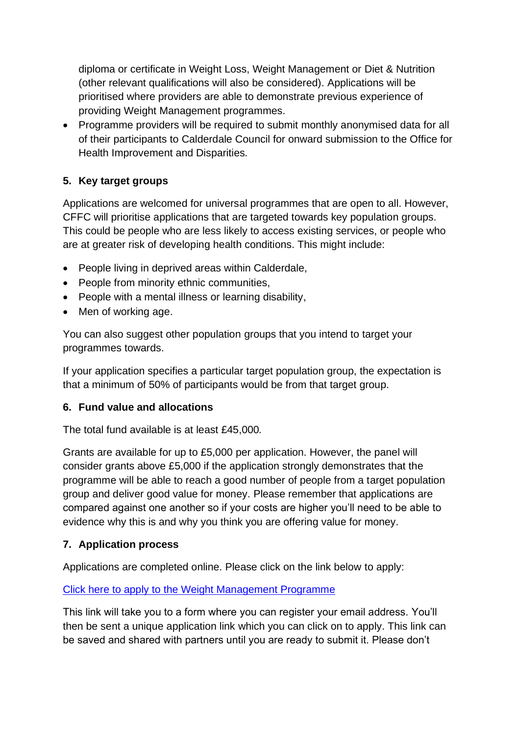diploma or certificate in Weight Loss, Weight Management or Diet & Nutrition (other relevant qualifications will also be considered). Applications will be prioritised where providers are able to demonstrate previous experience of providing Weight Management programmes.

- Programme providers will be required to submit monthly anonymised data for all of their participants to Calderdale Council for onward submission to the Office for Health Improvement and Disparities.

## 5. Key target groups

Applications are welcomed for universal programmes that are open to all. However, CFFC will prioritise applications that are targeted towards key population groups. This could be people who are less likely to access existing services, or people who are at greater risk of developing health conditions. This might include:

- People living in deprived areas within Calderdale,
- People from minority ethnic communities,
- People with a mental illness or learning disability,
- Men of working age.

You can also suggest other population groups that you intend to target your programmes towards.

If your application specifies a particular target population group, the expectation is that a minimum of 50% of participants would be from that target group.

## 6. Fund value and allocations

The total fund available is at least £45,000.

Grants are available for up to £5,000 per application. However, the panel will consider grants above £5,000 if the application strongly demonstrates that the programme will be able to reach a good number of people from a target population group and deliver good value for money. Please remember that applications are compared against one another so if your costs are higher you'll need to be able to evidence why this is and why you think you are offering value for money.

## 7. Application process

Applications are completed online. Please click on the link below to apply:

[Click here to apply to the Weight Management Programme]

This link will take you to a form where you can register your email address. You'll then be sent a unique application link which you can click on to apply. This link can be saved and shared with partners until you are ready to submit it. Please don't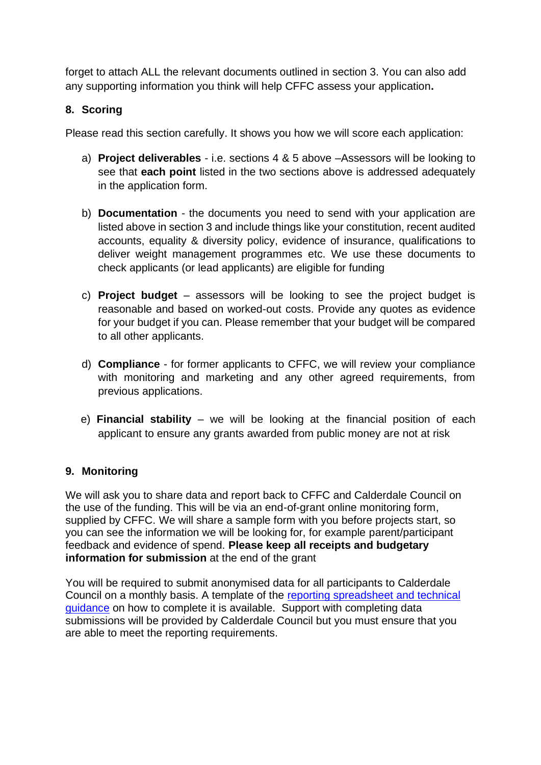forget to attach ALL the relevant documents outlined in section 3. You can also add any supporting information you think will help CFFC assess your application**.**

## 8. Scoring

Please read this section carefully. It shows you how we will score each application:

a) **Project deliverables** - i.e. sections 4 & 5 above –Assessors will be looking to see that **each point** listed in the two sections above is addressed adequately in the application form.

b) **Documentation** - the documents you need to send with your application are listed above in section 3 and include things like your constitution, recent audited accounts, equality & diversity policy, evidence of insurance, qualifications to deliver weight management programmes etc. We use these documents to check applicants (or lead applicants) are eligible for funding

c) **Project budget** – assessors will be looking to see the project budget is reasonable and based on worked-out costs. Provide any quotes as evidence for your budget if you can. Please remember that your budget will be compared to all other applicants.

d) **Compliance** - for former applicants to CFFC, we will review your compliance with monitoring and marketing and any other agreed requirements, from previous applications.

e) **Financial stability** – we will be looking at the financial position of each applicant to ensure any grants awarded from public money are not at risk

## 9. Monitoring

We will ask you to share data and report back to CFFC and Calderdale Council on the use of the funding. This will be via an end-of-grant online monitoring form, supplied by CFFC. We will share a sample form with you before projects start, so you can see the information we will be looking for, for example parent/participant feedback and evidence of spend. **Please keep all receipts and budgetary information for submission** at the end of the grant

You will be required to submit anonymised data for all participants to Calderdale Council on a monthly basis. A template of the reporting spreadsheet and technical guidance on how to complete it is available. Support with completing data submissions will be provided by Calderdale Council but you must ensure that you are able to meet the reporting requirements.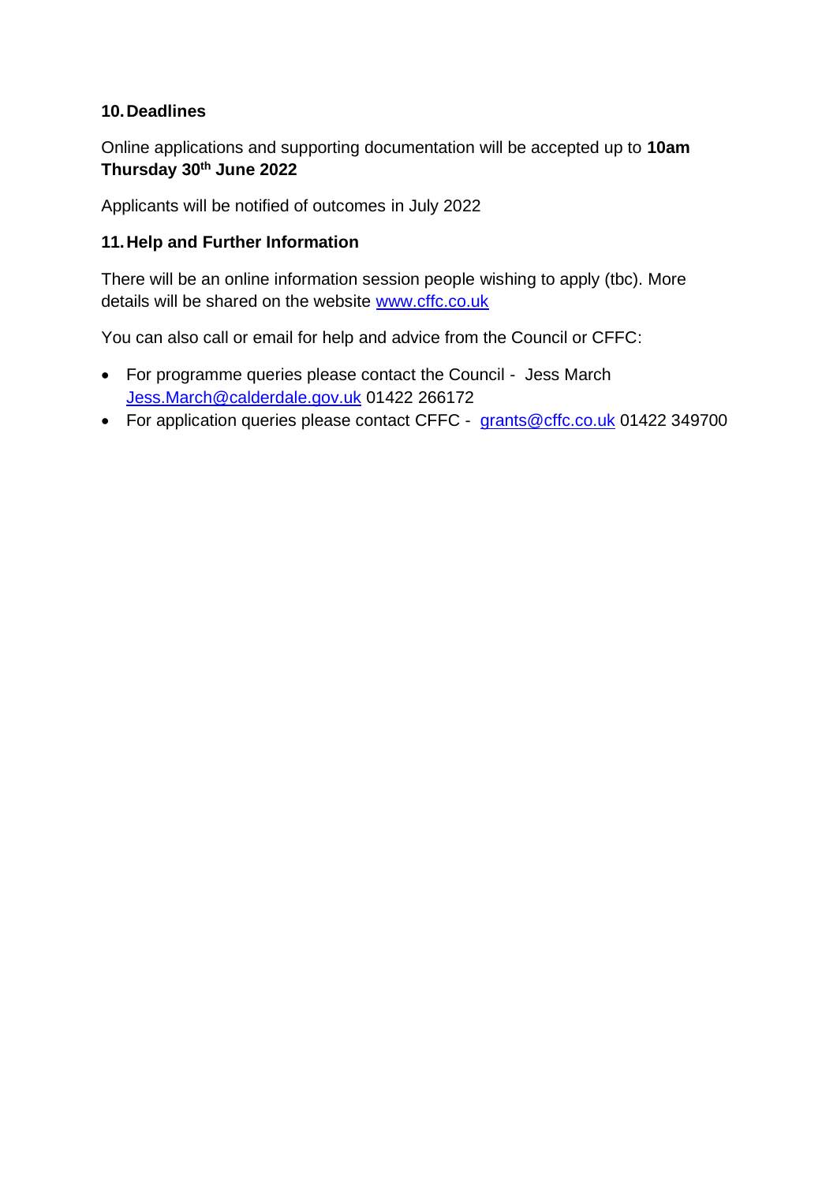## 10. Deadlines

Online applications and supporting documentation will be accepted up to **10am Thursday 30th June 2022**

Applicants will be notified of outcomes in July 2022

## 11. Help and Further Information

There will be an online information session people wishing to apply (tbc). More details will be shared on the website [www.cffc.co.uk](http://www.cffc.co.uk)

You can also call or email for help and advice from the Council or CFFC:

- For programme queries please contact the Council - Jess March [Jess.March@calderdale.gov.uk](mailto:Jess.March@calderdale.gov.uk) 01422 266172
- For application queries please contact CFFC - [grants@cffc.co.uk](mailto:grants@cffc.co.uk) 01422 349700